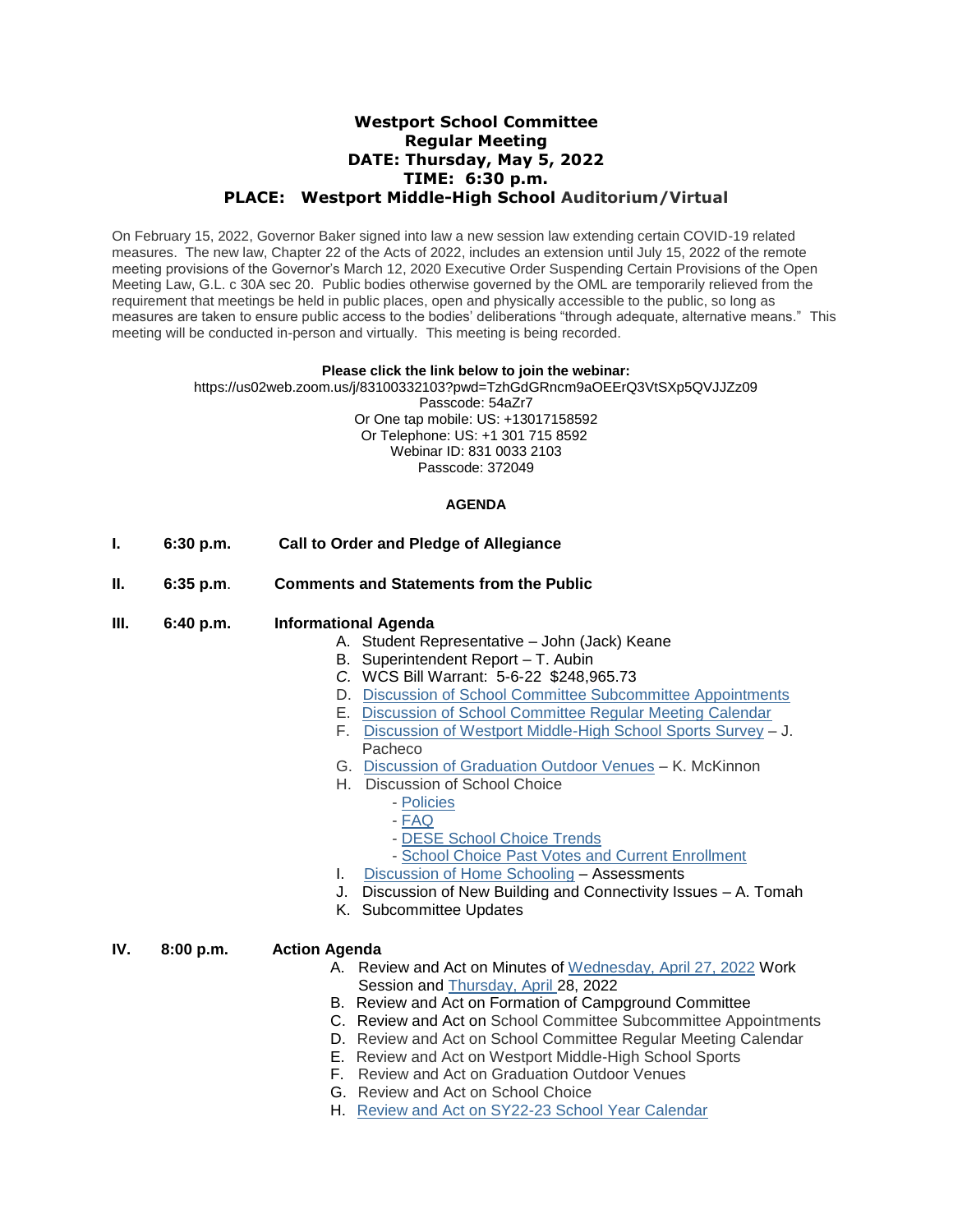# Westport School Committee
## Regular Meeting
## DATE: Thursday, May 5, 2022
## TIME: 6:30 p.m.
## PLACE: Westport Middle-High School Auditorium/Virtual

On February 15, 2022, Governor Baker signed into law a new session law extending certain COVID-19 related measures. The new law, Chapter 22 of the Acts of 2022, includes an extension until July 15, 2022 of the remote meeting provisions of the Governor's March 12, 2020 Executive Order Suspending Certain Provisions of the Open Meeting Law, G.L. c 30A sec 20. Public bodies otherwise governed by the OML are temporarily relieved from the requirement that meetings be held in public places, open and physically accessible to the public, so long as measures are taken to ensure public access to the bodies' deliberations "through adequate, alternative means." This meeting will be conducted in-person and virtually. This meeting is being recorded.

**Please click the link below to join the webinar:**
https://us02web.zoom.us/j/83100332103?pwd=TzhGdGRncm9aOEErQ3VtSXp5QVJJZz09
Passcode: 54aZr7
Or One tap mobile: US: +13017158592
Or Telephone: US: +1 301 715 8592
Webinar ID: 831 0033 2103
Passcode: 372049

**AGENDA**

**I. 6:30 p.m. Call to Order and Pledge of Allegiance**

**II. 6:35 p.m. Comments and Statements from the Public**

**III. 6:40 p.m. Informational Agenda**

A. Student Representative – John (Jack) Keane
B. Superintendent Report – T. Aubin
C. WCS Bill Warrant: 5-6-22 $248,965.73
D. Discussion of School Committee Subcommittee Appointments
E. Discussion of School Committee Regular Meeting Calendar
F. Discussion of Westport Middle-High School Sports Survey – J. Pacheco
G. Discussion of Graduation Outdoor Venues – K. McKinnon
H. Discussion of School Choice
   - Policies
   - FAQ
   - DESE School Choice Trends
   - School Choice Past Votes and Current Enrollment
I. Discussion of Home Schooling – Assessments
J. Discussion of New Building and Connectivity Issues – A. Tomah
K. Subcommittee Updates

**IV. 8:00 p.m. Action Agenda**

A. Review and Act on Minutes of Wednesday, April 27, 2022 Work Session and Thursday, April 28, 2022
B. Review and Act on Formation of Campground Committee
C. Review and Act on School Committee Subcommittee Appointments
D. Review and Act on School Committee Regular Meeting Calendar
E. Review and Act on Westport Middle-High School Sports
F. Review and Act on Graduation Outdoor Venues
G. Review and Act on School Choice
H. Review and Act on SY22-23 School Year Calendar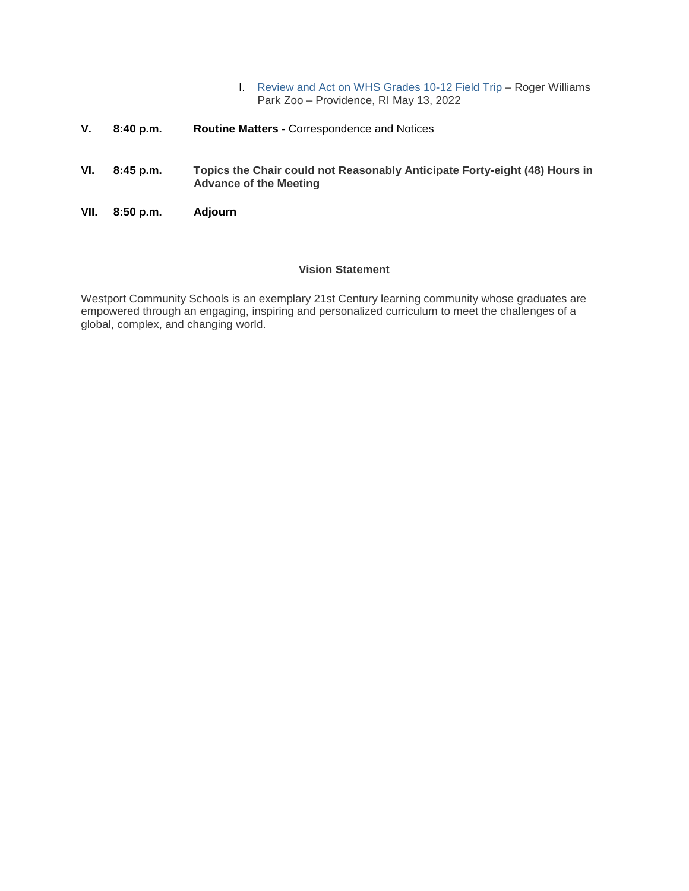I. [Review and Act on WHS Grades 10-12 Field Trip]() – Roger Williams Park Zoo – Providence, RI May 13, 2022

**V. 8:40 p.m. Routine Matters -** Correspondence and Notices

**VI. 8:45 p.m. Topics the Chair could not Reasonably Anticipate Forty-eight (48) Hours in Advance of the Meeting**

**VII. 8:50 p.m. Adjourn**

## Vision Statement

Westport Community Schools is an exemplary 21st Century learning community whose graduates are empowered through an engaging, inspiring and personalized curriculum to meet the challenges of a global, complex, and changing world.